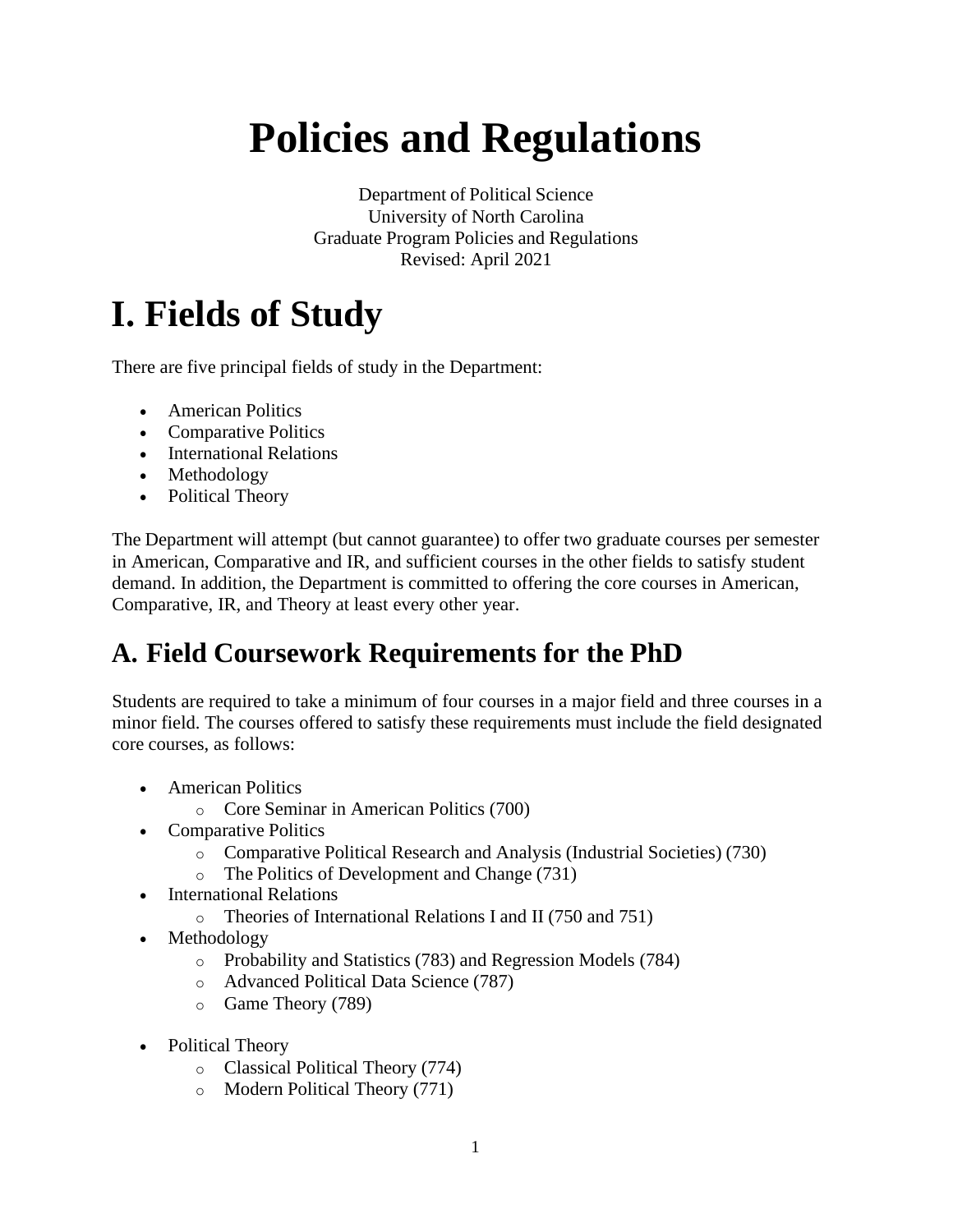# Policies and Regulations

Department of Political Science
University of North Carolina
Graduate Program Policies and Regulations
Revised: April 2021

# I. Fields of Study

There are five principal fields of study in the Department:

- American Politics
- Comparative Politics
- International Relations
- Methodology
- Political Theory

The Department will attempt (but cannot guarantee) to offer two graduate courses per semester in American, Comparative and IR, and sufficient courses in the other fields to satisfy student demand. In addition, the Department is committed to offering the core courses in American, Comparative, IR, and Theory at least every other year.

## A. Field Coursework Requirements for the PhD

Students are required to take a minimum of four courses in a major field and three courses in a minor field. The courses offered to satisfy these requirements must include the field designated core courses, as follows:

- American Politics
  - Core Seminar in American Politics (700)
- Comparative Politics
  - Comparative Political Research and Analysis (Industrial Societies) (730)
  - The Politics of Development and Change (731)
- International Relations
  - Theories of International Relations I and II (750 and 751)
- Methodology
  - Probability and Statistics (783) and Regression Models (784)
  - Advanced Political Data Science (787)
  - Game Theory (789)
- Political Theory
  - Classical Political Theory (774)
  - Modern Political Theory (771)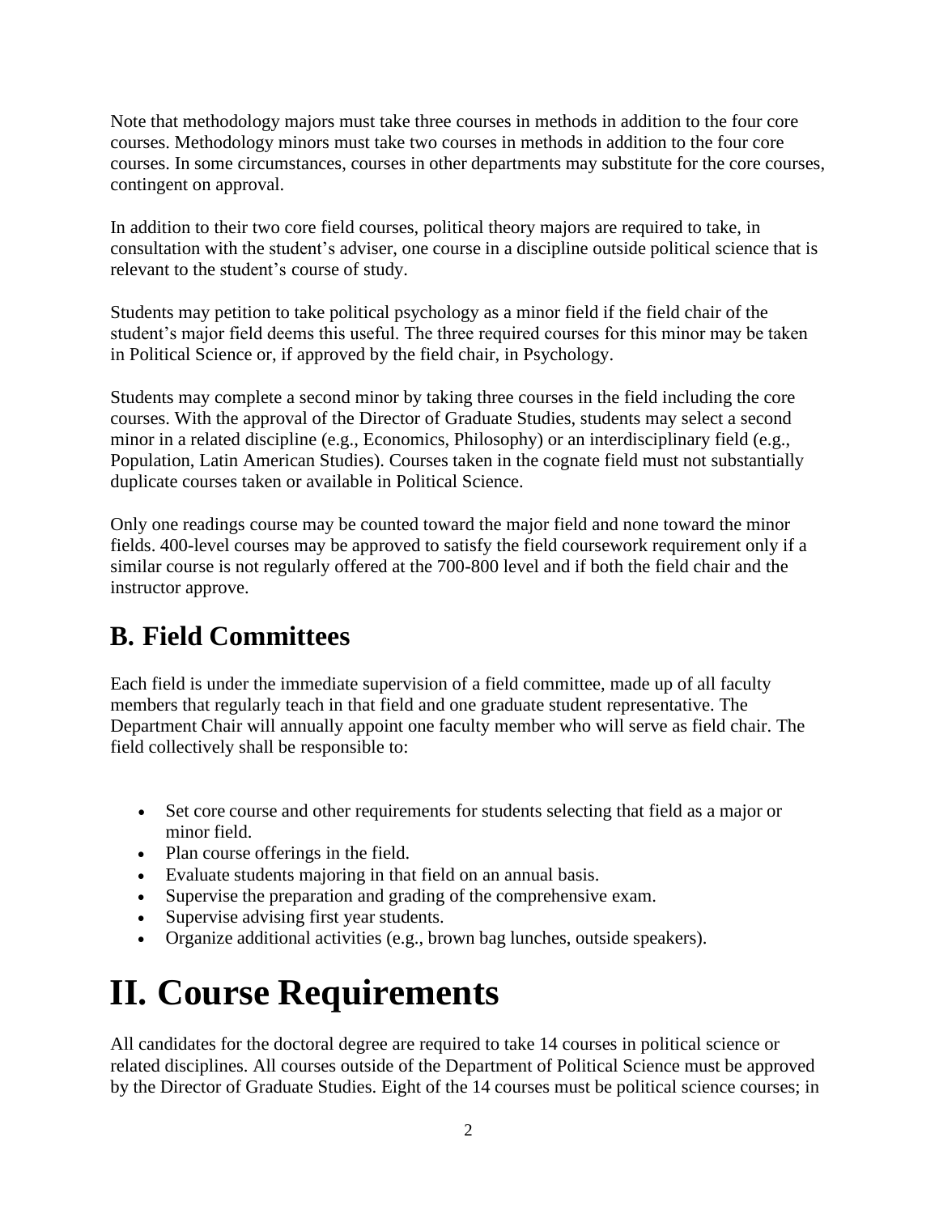Note that methodology majors must take three courses in methods in addition to the four core courses. Methodology minors must take two courses in methods in addition to the four core courses. In some circumstances, courses in other departments may substitute for the core courses, contingent on approval.

In addition to their two core field courses, political theory majors are required to take, in consultation with the student's adviser, one course in a discipline outside political science that is relevant to the student's course of study.

Students may petition to take political psychology as a minor field if the field chair of the student's major field deems this useful. The three required courses for this minor may be taken in Political Science or, if approved by the field chair, in Psychology.

Students may complete a second minor by taking three courses in the field including the core courses. With the approval of the Director of Graduate Studies, students may select a second minor in a related discipline (e.g., Economics, Philosophy) or an interdisciplinary field (e.g., Population, Latin American Studies). Courses taken in the cognate field must not substantially duplicate courses taken or available in Political Science.

Only one readings course may be counted toward the major field and none toward the minor fields. 400-level courses may be approved to satisfy the field coursework requirement only if a similar course is not regularly offered at the 700-800 level and if both the field chair and the instructor approve.

## B. Field Committees

Each field is under the immediate supervision of a field committee, made up of all faculty members that regularly teach in that field and one graduate student representative. The Department Chair will annually appoint one faculty member who will serve as field chair. The field collectively shall be responsible to:

- Set core course and other requirements for students selecting that field as a major or minor field.
- Plan course offerings in the field.
- Evaluate students majoring in that field on an annual basis.
- Supervise the preparation and grading of the comprehensive exam.
- Supervise advising first year students.
- Organize additional activities (e.g., brown bag lunches, outside speakers).

# II. Course Requirements

All candidates for the doctoral degree are required to take 14 courses in political science or related disciplines. All courses outside of the Department of Political Science must be approved by the Director of Graduate Studies. Eight of the 14 courses must be political science courses; in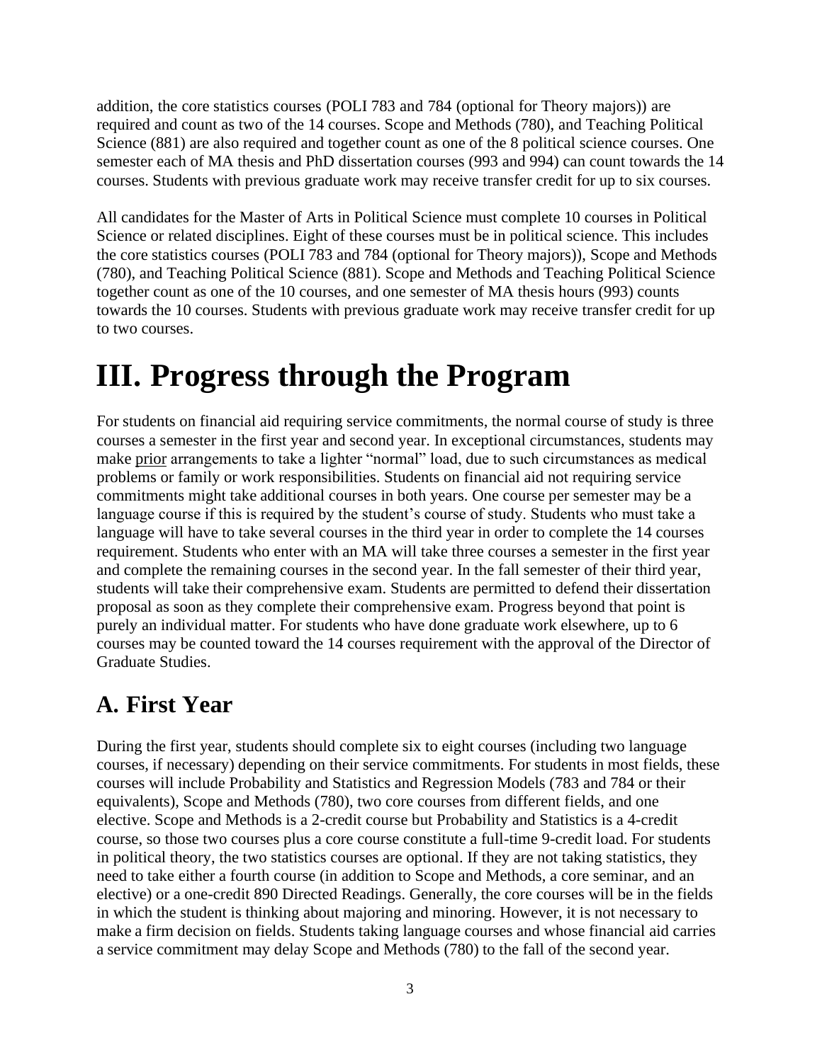addition, the core statistics courses (POLI 783 and 784 (optional for Theory majors)) are required and count as two of the 14 courses. Scope and Methods (780), and Teaching Political Science (881) are also required and together count as one of the 8 political science courses. One semester each of MA thesis and PhD dissertation courses (993 and 994) can count towards the 14 courses. Students with previous graduate work may receive transfer credit for up to six courses.

All candidates for the Master of Arts in Political Science must complete 10 courses in Political Science or related disciplines. Eight of these courses must be in political science. This includes the core statistics courses (POLI 783 and 784 (optional for Theory majors)), Scope and Methods (780), and Teaching Political Science (881). Scope and Methods and Teaching Political Science together count as one of the 10 courses, and one semester of MA thesis hours (993) counts towards the 10 courses. Students with previous graduate work may receive transfer credit for up to two courses.

# III. Progress through the Program

For students on financial aid requiring service commitments, the normal course of study is three courses a semester in the first year and second year. In exceptional circumstances, students may make <u>prior</u> arrangements to take a lighter "normal" load, due to such circumstances as medical problems or family or work responsibilities. Students on financial aid not requiring service commitments might take additional courses in both years. One course per semester may be a language course if this is required by the student's course of study. Students who must take a language will have to take several courses in the third year in order to complete the 14 courses requirement. Students who enter with an MA will take three courses a semester in the first year and complete the remaining courses in the second year. In the fall semester of their third year, students will take their comprehensive exam. Students are permitted to defend their dissertation proposal as soon as they complete their comprehensive exam. Progress beyond that point is purely an individual matter. For students who have done graduate work elsewhere, up to 6 courses may be counted toward the 14 courses requirement with the approval of the Director of Graduate Studies.

## A. First Year

During the first year, students should complete six to eight courses (including two language courses, if necessary) depending on their service commitments. For students in most fields, these courses will include Probability and Statistics and Regression Models (783 and 784 or their equivalents), Scope and Methods (780), two core courses from different fields, and one elective. Scope and Methods is a 2-credit course but Probability and Statistics is a 4-credit course, so those two courses plus a core course constitute a full-time 9-credit load. For students in political theory, the two statistics courses are optional. If they are not taking statistics, they need to take either a fourth course (in addition to Scope and Methods, a core seminar, and an elective) or a one-credit 890 Directed Readings. Generally, the core courses will be in the fields in which the student is thinking about majoring and minoring. However, it is not necessary to make a firm decision on fields. Students taking language courses and whose financial aid carries a service commitment may delay Scope and Methods (780) to the fall of the second year.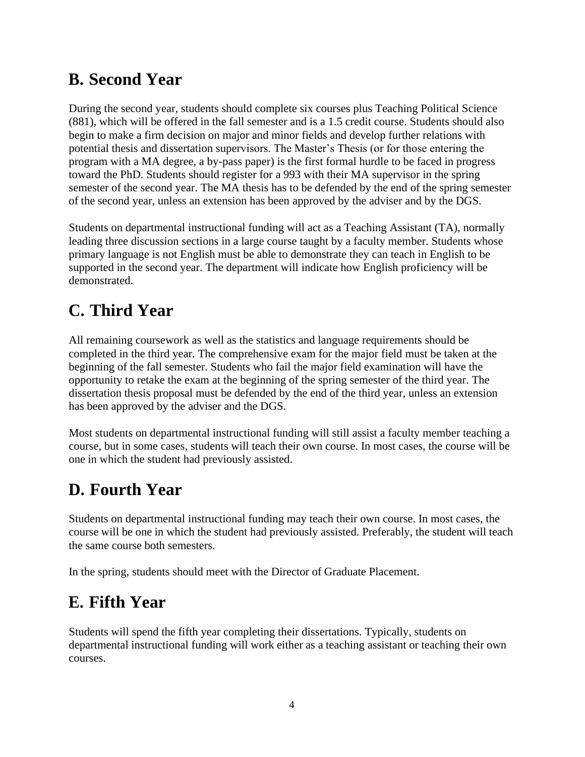## B. Second Year

During the second year, students should complete six courses plus Teaching Political Science (881), which will be offered in the fall semester and is a 1.5 credit course. Students should also begin to make a firm decision on major and minor fields and develop further relations with potential thesis and dissertation supervisors. The Master's Thesis (or for those entering the program with a MA degree, a by-pass paper) is the first formal hurdle to be faced in progress toward the PhD. Students should register for a 993 with their MA supervisor in the spring semester of the second year. The MA thesis has to be defended by the end of the spring semester of the second year, unless an extension has been approved by the adviser and by the DGS.

Students on departmental instructional funding will act as a Teaching Assistant (TA), normally leading three discussion sections in a large course taught by a faculty member. Students whose primary language is not English must be able to demonstrate they can teach in English to be supported in the second year. The department will indicate how English proficiency will be demonstrated.

## C. Third Year

All remaining coursework as well as the statistics and language requirements should be completed in the third year. The comprehensive exam for the major field must be taken at the beginning of the fall semester. Students who fail the major field examination will have the opportunity to retake the exam at the beginning of the spring semester of the third year. The dissertation thesis proposal must be defended by the end of the third year, unless an extension has been approved by the adviser and the DGS.

Most students on departmental instructional funding will still assist a faculty member teaching a course, but in some cases, students will teach their own course. In most cases, the course will be one in which the student had previously assisted.

## D. Fourth Year

Students on departmental instructional funding may teach their own course. In most cases, the course will be one in which the student had previously assisted. Preferably, the student will teach the same course both semesters.

In the spring, students should meet with the Director of Graduate Placement.

## E. Fifth Year

Students will spend the fifth year completing their dissertations. Typically, students on departmental instructional funding will work either as a teaching assistant or teaching their own courses.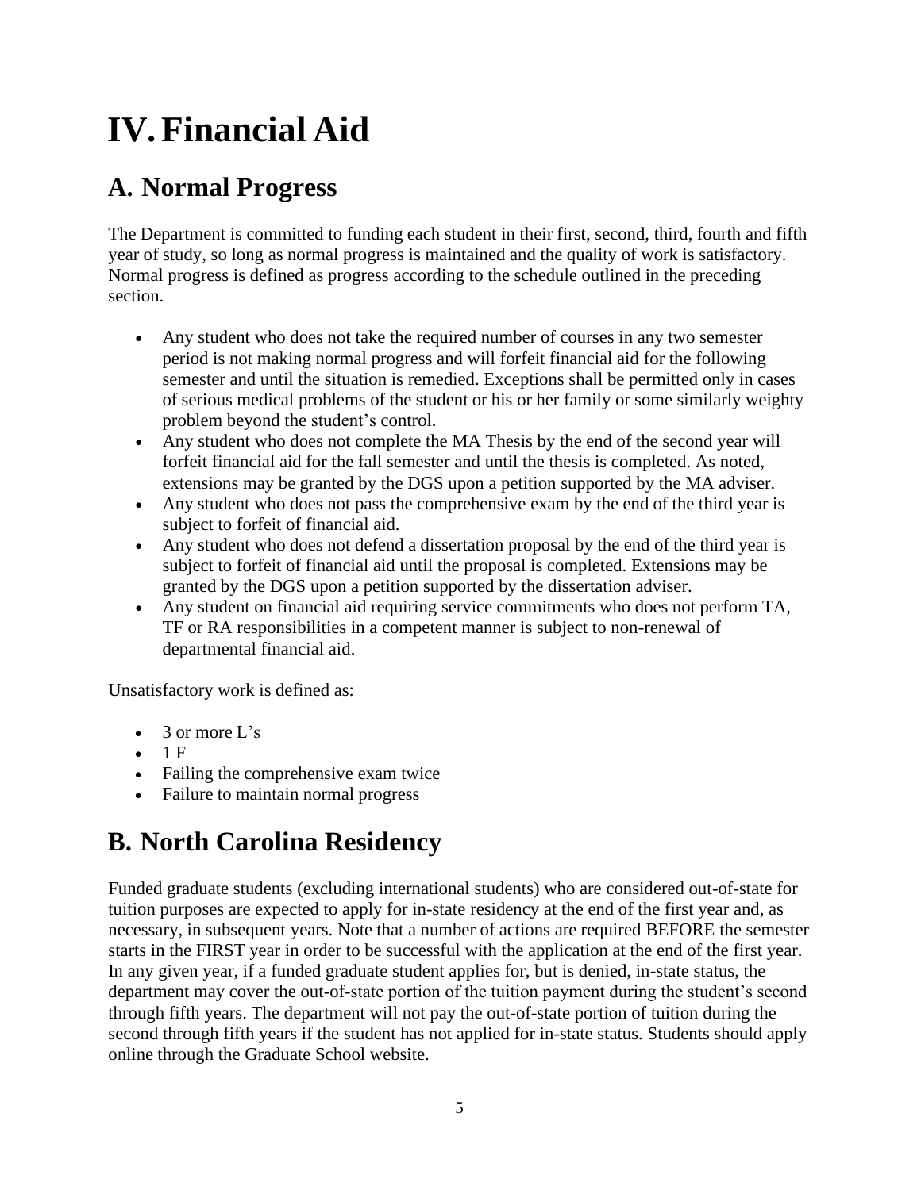# IV. Financial Aid

## A. Normal Progress

The Department is committed to funding each student in their first, second, third, fourth and fifth year of study, so long as normal progress is maintained and the quality of work is satisfactory. Normal progress is defined as progress according to the schedule outlined in the preceding section.

- Any student who does not take the required number of courses in any two semester period is not making normal progress and will forfeit financial aid for the following semester and until the situation is remedied. Exceptions shall be permitted only in cases of serious medical problems of the student or his or her family or some similarly weighty problem beyond the student's control.
- Any student who does not complete the MA Thesis by the end of the second year will forfeit financial aid for the fall semester and until the thesis is completed. As noted, extensions may be granted by the DGS upon a petition supported by the MA adviser.
- Any student who does not pass the comprehensive exam by the end of the third year is subject to forfeit of financial aid.
- Any student who does not defend a dissertation proposal by the end of the third year is subject to forfeit of financial aid until the proposal is completed. Extensions may be granted by the DGS upon a petition supported by the dissertation adviser.
- Any student on financial aid requiring service commitments who does not perform TA, TF or RA responsibilities in a competent manner is subject to non-renewal of departmental financial aid.

Unsatisfactory work is defined as:

- 3 or more L's
- 1 F
- Failing the comprehensive exam twice
- Failure to maintain normal progress

## B. North Carolina Residency

Funded graduate students (excluding international students) who are considered out-of-state for tuition purposes are expected to apply for in-state residency at the end of the first year and, as necessary, in subsequent years. Note that a number of actions are required BEFORE the semester starts in the FIRST year in order to be successful with the application at the end of the first year. In any given year, if a funded graduate student applies for, but is denied, in-state status, the department may cover the out-of-state portion of the tuition payment during the student's second through fifth years. The department will not pay the out-of-state portion of tuition during the second through fifth years if the student has not applied for in-state status. Students should apply online through the Graduate School website.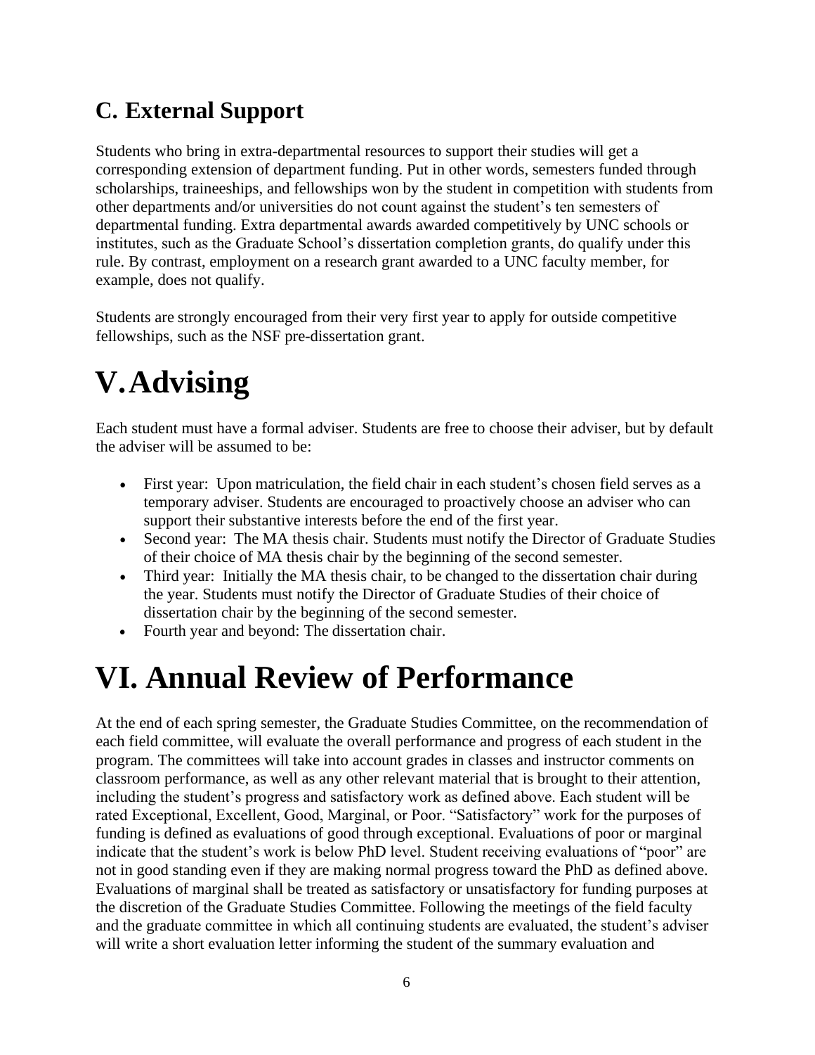## C. External Support

Students who bring in extra-departmental resources to support their studies will get a corresponding extension of department funding. Put in other words, semesters funded through scholarships, traineeships, and fellowships won by the student in competition with students from other departments and/or universities do not count against the student's ten semesters of departmental funding. Extra departmental awards awarded competitively by UNC schools or institutes, such as the Graduate School's dissertation completion grants, do qualify under this rule. By contrast, employment on a research grant awarded to a UNC faculty member, for example, does not qualify.

Students are strongly encouraged from their very first year to apply for outside competitive fellowships, such as the NSF pre-dissertation grant.

# V. Advising

Each student must have a formal adviser. Students are free to choose their adviser, but by default the adviser will be assumed to be:

- First year: Upon matriculation, the field chair in each student's chosen field serves as a temporary adviser. Students are encouraged to proactively choose an adviser who can support their substantive interests before the end of the first year.
- Second year: The MA thesis chair. Students must notify the Director of Graduate Studies of their choice of MA thesis chair by the beginning of the second semester.
- Third year: Initially the MA thesis chair, to be changed to the dissertation chair during the year. Students must notify the Director of Graduate Studies of their choice of dissertation chair by the beginning of the second semester.
- Fourth year and beyond: The dissertation chair.

# VI. Annual Review of Performance

At the end of each spring semester, the Graduate Studies Committee, on the recommendation of each field committee, will evaluate the overall performance and progress of each student in the program. The committees will take into account grades in classes and instructor comments on classroom performance, as well as any other relevant material that is brought to their attention, including the student's progress and satisfactory work as defined above. Each student will be rated Exceptional, Excellent, Good, Marginal, or Poor. "Satisfactory" work for the purposes of funding is defined as evaluations of good through exceptional. Evaluations of poor or marginal indicate that the student's work is below PhD level. Student receiving evaluations of "poor" are not in good standing even if they are making normal progress toward the PhD as defined above. Evaluations of marginal shall be treated as satisfactory or unsatisfactory for funding purposes at the discretion of the Graduate Studies Committee. Following the meetings of the field faculty and the graduate committee in which all continuing students are evaluated, the student's adviser will write a short evaluation letter informing the student of the summary evaluation and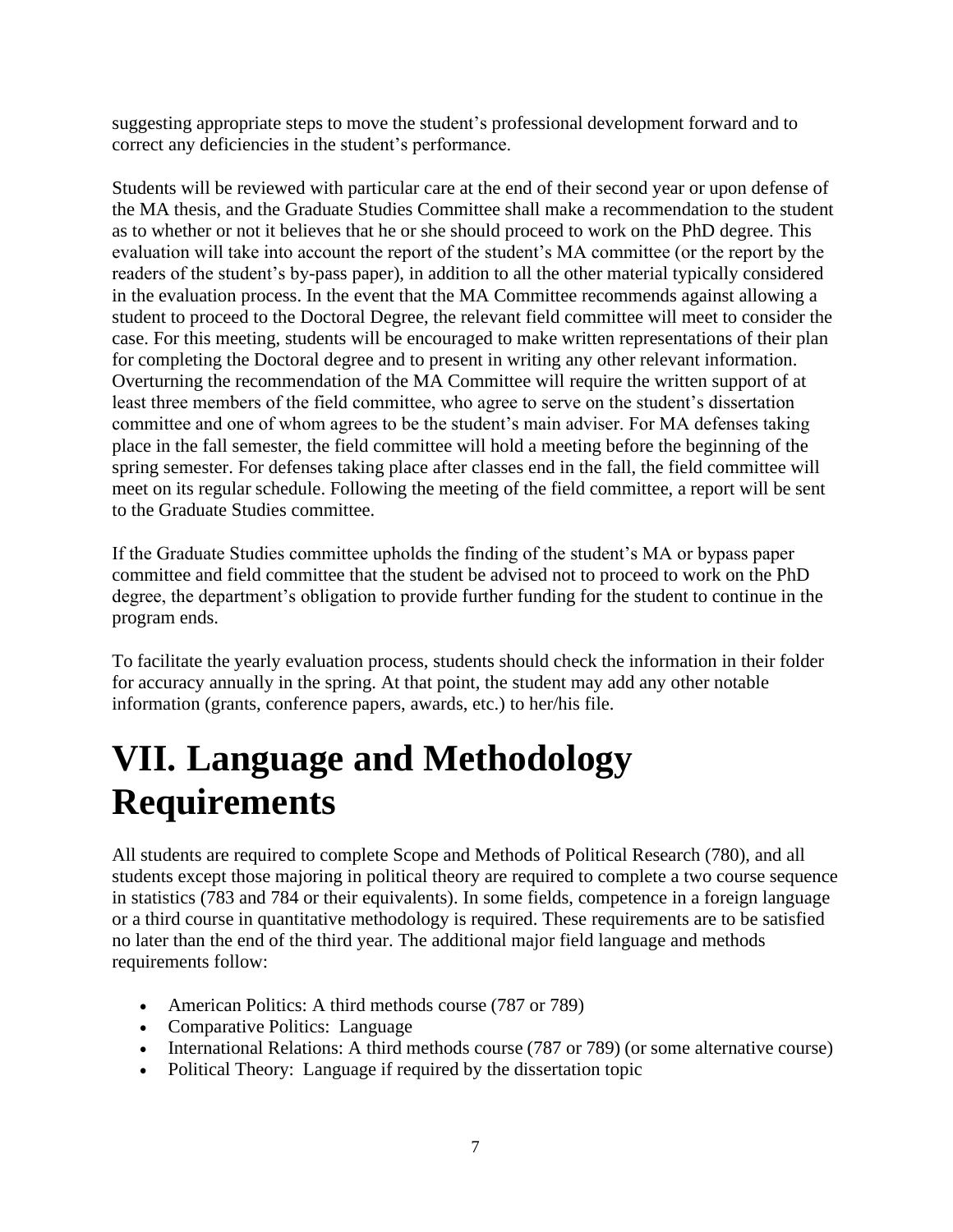suggesting appropriate steps to move the student's professional development forward and to correct any deficiencies in the student's performance.

Students will be reviewed with particular care at the end of their second year or upon defense of the MA thesis, and the Graduate Studies Committee shall make a recommendation to the student as to whether or not it believes that he or she should proceed to work on the PhD degree. This evaluation will take into account the report of the student's MA committee (or the report by the readers of the student's by-pass paper), in addition to all the other material typically considered in the evaluation process. In the event that the MA Committee recommends against allowing a student to proceed to the Doctoral Degree, the relevant field committee will meet to consider the case. For this meeting, students will be encouraged to make written representations of their plan for completing the Doctoral degree and to present in writing any other relevant information. Overturning the recommendation of the MA Committee will require the written support of at least three members of the field committee, who agree to serve on the student's dissertation committee and one of whom agrees to be the student's main adviser. For MA defenses taking place in the fall semester, the field committee will hold a meeting before the beginning of the spring semester. For defenses taking place after classes end in the fall, the field committee will meet on its regular schedule. Following the meeting of the field committee, a report will be sent to the Graduate Studies committee.

If the Graduate Studies committee upholds the finding of the student's MA or bypass paper committee and field committee that the student be advised not to proceed to work on the PhD degree, the department's obligation to provide further funding for the student to continue in the program ends.

To facilitate the yearly evaluation process, students should check the information in their folder for accuracy annually in the spring. At that point, the student may add any other notable information (grants, conference papers, awards, etc.) to her/his file.

# VII. Language and Methodology Requirements

All students are required to complete Scope and Methods of Political Research (780), and all students except those majoring in political theory are required to complete a two course sequence in statistics (783 and 784 or their equivalents). In some fields, competence in a foreign language or a third course in quantitative methodology is required. These requirements are to be satisfied no later than the end of the third year. The additional major field language and methods requirements follow:

- American Politics: A third methods course (787 or 789)
- Comparative Politics: Language
- International Relations: A third methods course (787 or 789) (or some alternative course)
- Political Theory: Language if required by the dissertation topic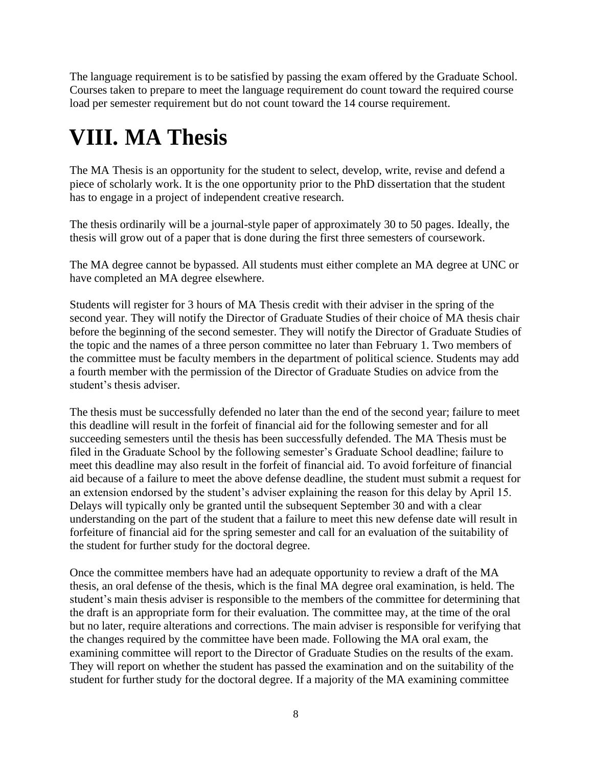The language requirement is to be satisfied by passing the exam offered by the Graduate School. Courses taken to prepare to meet the language requirement do count toward the required course load per semester requirement but do not count toward the 14 course requirement.

# VIII. MA Thesis

The MA Thesis is an opportunity for the student to select, develop, write, revise and defend a piece of scholarly work. It is the one opportunity prior to the PhD dissertation that the student has to engage in a project of independent creative research.

The thesis ordinarily will be a journal-style paper of approximately 30 to 50 pages. Ideally, the thesis will grow out of a paper that is done during the first three semesters of coursework.

The MA degree cannot be bypassed. All students must either complete an MA degree at UNC or have completed an MA degree elsewhere.

Students will register for 3 hours of MA Thesis credit with their adviser in the spring of the second year. They will notify the Director of Graduate Studies of their choice of MA thesis chair before the beginning of the second semester. They will notify the Director of Graduate Studies of the topic and the names of a three person committee no later than February 1. Two members of the committee must be faculty members in the department of political science. Students may add a fourth member with the permission of the Director of Graduate Studies on advice from the student's thesis adviser.

The thesis must be successfully defended no later than the end of the second year; failure to meet this deadline will result in the forfeit of financial aid for the following semester and for all succeeding semesters until the thesis has been successfully defended. The MA Thesis must be filed in the Graduate School by the following semester's Graduate School deadline; failure to meet this deadline may also result in the forfeit of financial aid. To avoid forfeiture of financial aid because of a failure to meet the above defense deadline, the student must submit a request for an extension endorsed by the student's adviser explaining the reason for this delay by April 15. Delays will typically only be granted until the subsequent September 30 and with a clear understanding on the part of the student that a failure to meet this new defense date will result in forfeiture of financial aid for the spring semester and call for an evaluation of the suitability of the student for further study for the doctoral degree.

Once the committee members have had an adequate opportunity to review a draft of the MA thesis, an oral defense of the thesis, which is the final MA degree oral examination, is held. The student's main thesis adviser is responsible to the members of the committee for determining that the draft is an appropriate form for their evaluation. The committee may, at the time of the oral but no later, require alterations and corrections. The main adviser is responsible for verifying that the changes required by the committee have been made. Following the MA oral exam, the examining committee will report to the Director of Graduate Studies on the results of the exam. They will report on whether the student has passed the examination and on the suitability of the student for further study for the doctoral degree. If a majority of the MA examining committee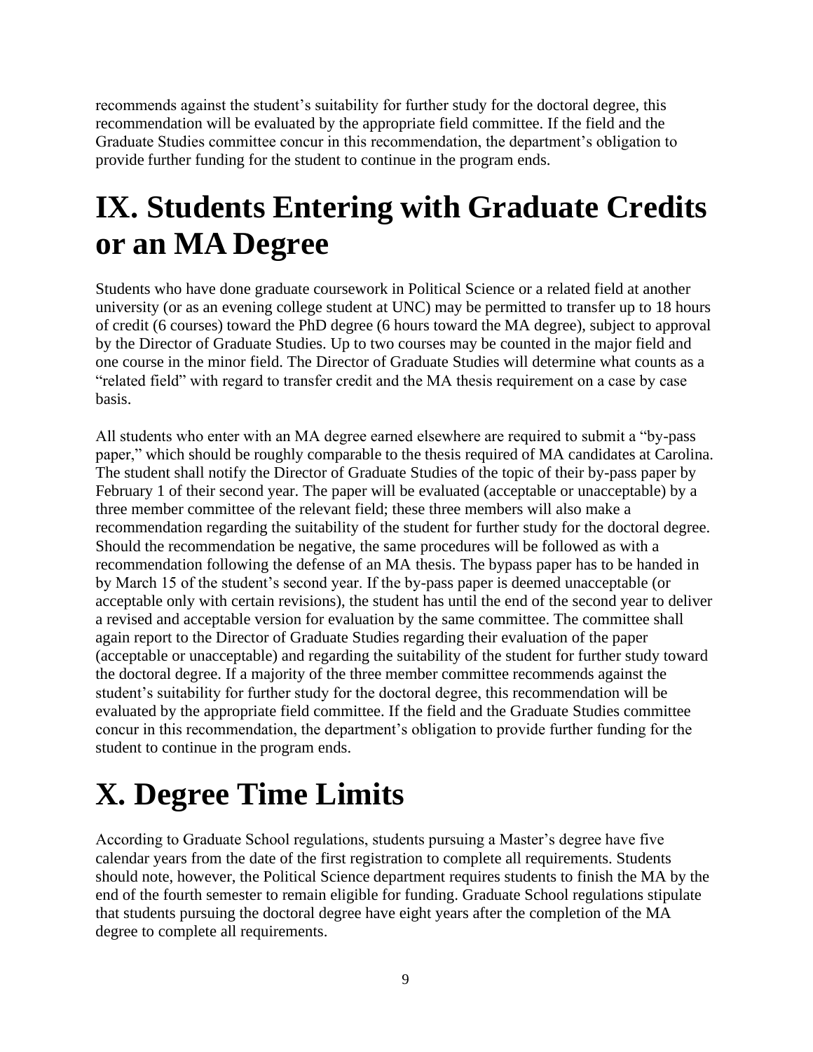recommends against the student's suitability for further study for the doctoral degree, this recommendation will be evaluated by the appropriate field committee. If the field and the Graduate Studies committee concur in this recommendation, the department's obligation to provide further funding for the student to continue in the program ends.

# IX. Students Entering with Graduate Credits or an MA Degree

Students who have done graduate coursework in Political Science or a related field at another university (or as an evening college student at UNC) may be permitted to transfer up to 18 hours of credit (6 courses) toward the PhD degree (6 hours toward the MA degree), subject to approval by the Director of Graduate Studies. Up to two courses may be counted in the major field and one course in the minor field. The Director of Graduate Studies will determine what counts as a "related field" with regard to transfer credit and the MA thesis requirement on a case by case basis.

All students who enter with an MA degree earned elsewhere are required to submit a "by-pass paper," which should be roughly comparable to the thesis required of MA candidates at Carolina. The student shall notify the Director of Graduate Studies of the topic of their by-pass paper by February 1 of their second year. The paper will be evaluated (acceptable or unacceptable) by a three member committee of the relevant field; these three members will also make a recommendation regarding the suitability of the student for further study for the doctoral degree. Should the recommendation be negative, the same procedures will be followed as with a recommendation following the defense of an MA thesis. The bypass paper has to be handed in by March 15 of the student's second year. If the by-pass paper is deemed unacceptable (or acceptable only with certain revisions), the student has until the end of the second year to deliver a revised and acceptable version for evaluation by the same committee. The committee shall again report to the Director of Graduate Studies regarding their evaluation of the paper (acceptable or unacceptable) and regarding the suitability of the student for further study toward the doctoral degree. If a majority of the three member committee recommends against the student's suitability for further study for the doctoral degree, this recommendation will be evaluated by the appropriate field committee. If the field and the Graduate Studies committee concur in this recommendation, the department's obligation to provide further funding for the student to continue in the program ends.

# X. Degree Time Limits

According to Graduate School regulations, students pursuing a Master's degree have five calendar years from the date of the first registration to complete all requirements. Students should note, however, the Political Science department requires students to finish the MA by the end of the fourth semester to remain eligible for funding. Graduate School regulations stipulate that students pursuing the doctoral degree have eight years after the completion of the MA degree to complete all requirements.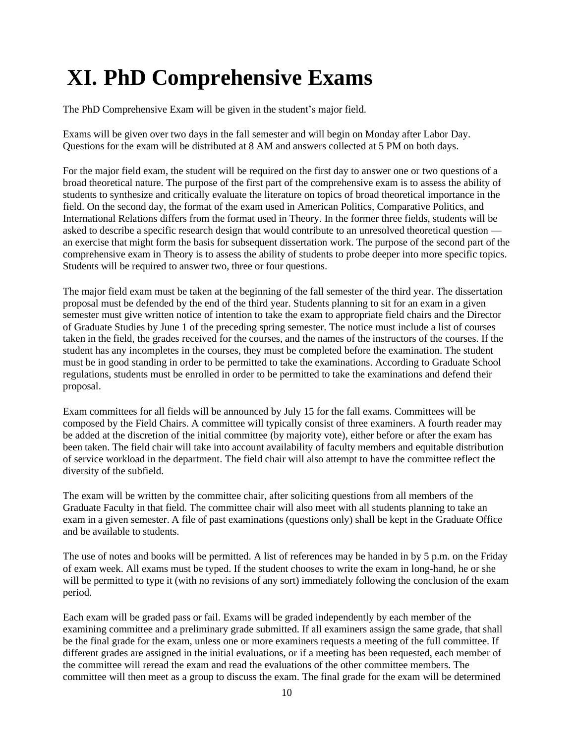# XI. PhD Comprehensive Exams

The PhD Comprehensive Exam will be given in the student's major field.

Exams will be given over two days in the fall semester and will begin on Monday after Labor Day. Questions for the exam will be distributed at 8 AM and answers collected at 5 PM on both days.

For the major field exam, the student will be required on the first day to answer one or two questions of a broad theoretical nature. The purpose of the first part of the comprehensive exam is to assess the ability of students to synthesize and critically evaluate the literature on topics of broad theoretical importance in the field. On the second day, the format of the exam used in American Politics, Comparative Politics, and International Relations differs from the format used in Theory. In the former three fields, students will be asked to describe a specific research design that would contribute to an unresolved theoretical question — an exercise that might form the basis for subsequent dissertation work. The purpose of the second part of the comprehensive exam in Theory is to assess the ability of students to probe deeper into more specific topics. Students will be required to answer two, three or four questions.

The major field exam must be taken at the beginning of the fall semester of the third year. The dissertation proposal must be defended by the end of the third year. Students planning to sit for an exam in a given semester must give written notice of intention to take the exam to appropriate field chairs and the Director of Graduate Studies by June 1 of the preceding spring semester. The notice must include a list of courses taken in the field, the grades received for the courses, and the names of the instructors of the courses. If the student has any incompletes in the courses, they must be completed before the examination. The student must be in good standing in order to be permitted to take the examinations. According to Graduate School regulations, students must be enrolled in order to be permitted to take the examinations and defend their proposal.

Exam committees for all fields will be announced by July 15 for the fall exams. Committees will be composed by the Field Chairs. A committee will typically consist of three examiners. A fourth reader may be added at the discretion of the initial committee (by majority vote), either before or after the exam has been taken. The field chair will take into account availability of faculty members and equitable distribution of service workload in the department. The field chair will also attempt to have the committee reflect the diversity of the subfield.

The exam will be written by the committee chair, after soliciting questions from all members of the Graduate Faculty in that field. The committee chair will also meet with all students planning to take an exam in a given semester. A file of past examinations (questions only) shall be kept in the Graduate Office and be available to students.

The use of notes and books will be permitted. A list of references may be handed in by 5 p.m. on the Friday of exam week. All exams must be typed. If the student chooses to write the exam in long-hand, he or she will be permitted to type it (with no revisions of any sort) immediately following the conclusion of the exam period.

Each exam will be graded pass or fail. Exams will be graded independently by each member of the examining committee and a preliminary grade submitted. If all examiners assign the same grade, that shall be the final grade for the exam, unless one or more examiners requests a meeting of the full committee. If different grades are assigned in the initial evaluations, or if a meeting has been requested, each member of the committee will reread the exam and read the evaluations of the other committee members. The committee will then meet as a group to discuss the exam. The final grade for the exam will be determined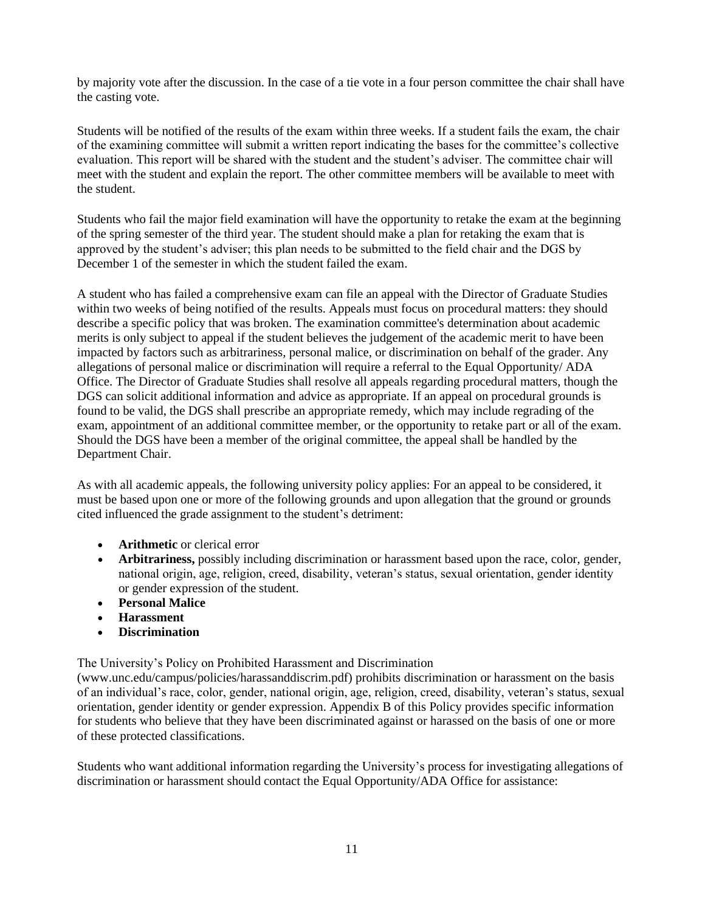by majority vote after the discussion. In the case of a tie vote in a four person committee the chair shall have the casting vote.

Students will be notified of the results of the exam within three weeks. If a student fails the exam, the chair of the examining committee will submit a written report indicating the bases for the committee's collective evaluation. This report will be shared with the student and the student's adviser. The committee chair will meet with the student and explain the report. The other committee members will be available to meet with the student.

Students who fail the major field examination will have the opportunity to retake the exam at the beginning of the spring semester of the third year. The student should make a plan for retaking the exam that is approved by the student's adviser; this plan needs to be submitted to the field chair and the DGS by December 1 of the semester in which the student failed the exam.

A student who has failed a comprehensive exam can file an appeal with the Director of Graduate Studies within two weeks of being notified of the results. Appeals must focus on procedural matters: they should describe a specific policy that was broken. The examination committee's determination about academic merits is only subject to appeal if the student believes the judgement of the academic merit to have been impacted by factors such as arbitrariness, personal malice, or discrimination on behalf of the grader. Any allegations of personal malice or discrimination will require a referral to the Equal Opportunity/ ADA Office. The Director of Graduate Studies shall resolve all appeals regarding procedural matters, though the DGS can solicit additional information and advice as appropriate. If an appeal on procedural grounds is found to be valid, the DGS shall prescribe an appropriate remedy, which may include regrading of the exam, appointment of an additional committee member, or the opportunity to retake part or all of the exam. Should the DGS have been a member of the original committee, the appeal shall be handled by the Department Chair.

As with all academic appeals, the following university policy applies: For an appeal to be considered, it must be based upon one or more of the following grounds and upon allegation that the ground or grounds cited influenced the grade assignment to the student's detriment:

- **Arithmetic** or clerical error
- **Arbitrariness,** possibly including discrimination or harassment based upon the race, color, gender, national origin, age, religion, creed, disability, veteran's status, sexual orientation, gender identity or gender expression of the student.
- **Personal Malice**
- **Harassment**
- **Discrimination**

The University's Policy on Prohibited Harassment and Discrimination (www.unc.edu/campus/policies/harassanddiscrim.pdf) prohibits discrimination or harassment on the basis of an individual's race, color, gender, national origin, age, religion, creed, disability, veteran's status, sexual orientation, gender identity or gender expression. Appendix B of this Policy provides specific information for students who believe that they have been discriminated against or harassed on the basis of one or more of these protected classifications.

Students who want additional information regarding the University's process for investigating allegations of discrimination or harassment should contact the Equal Opportunity/ADA Office for assistance: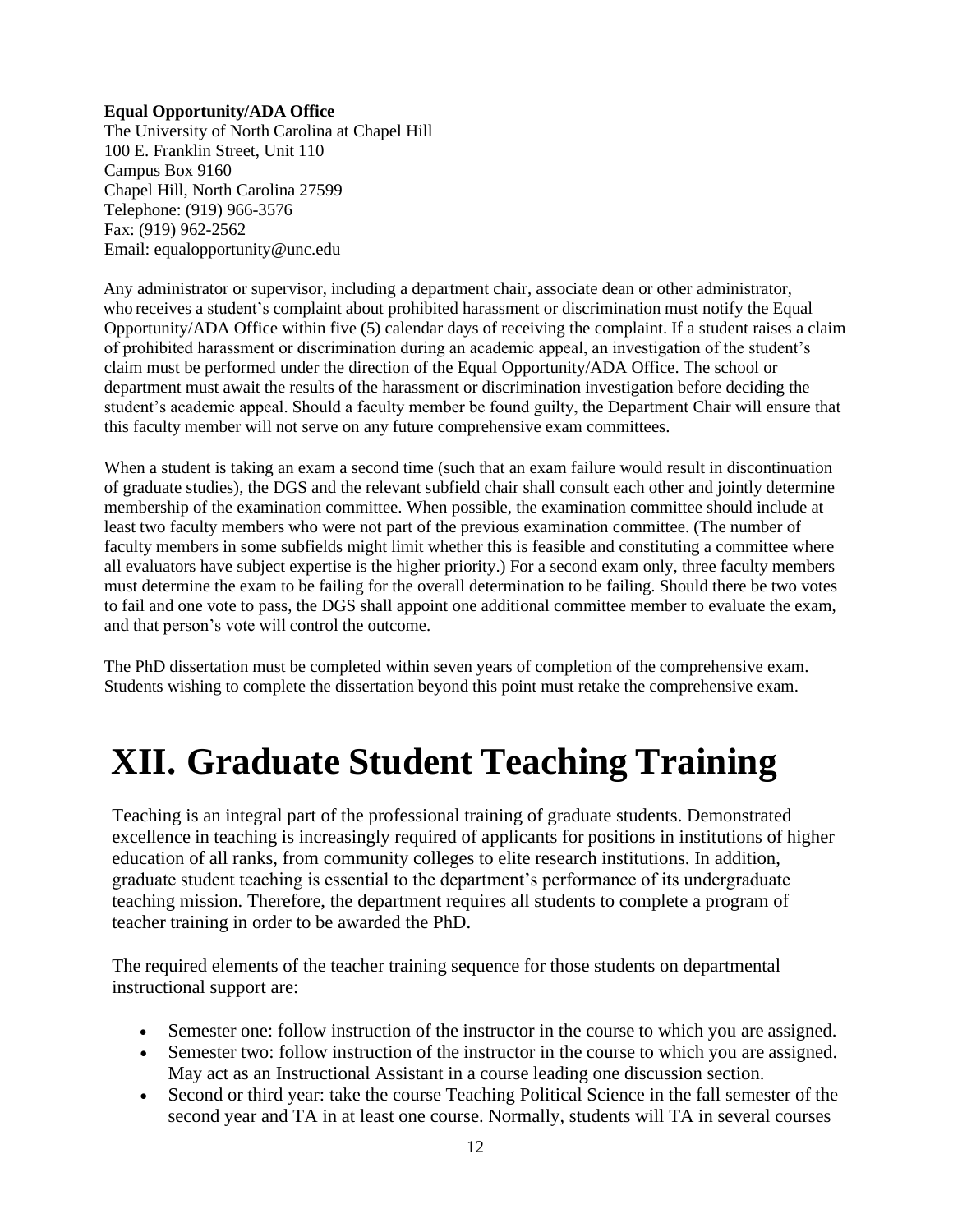**Equal Opportunity/ADA Office**
The University of North Carolina at Chapel Hill
100 E. Franklin Street, Unit 110
Campus Box 9160
Chapel Hill, North Carolina 27599
Telephone: (919) 966-3576
Fax: (919) 962-2562
Email: equalopportunity@unc.edu

Any administrator or supervisor, including a department chair, associate dean or other administrator, who receives a student's complaint about prohibited harassment or discrimination must notify the Equal Opportunity/ADA Office within five (5) calendar days of receiving the complaint. If a student raises a claim of prohibited harassment or discrimination during an academic appeal, an investigation of the student's claim must be performed under the direction of the Equal Opportunity/ADA Office. The school or department must await the results of the harassment or discrimination investigation before deciding the student's academic appeal. Should a faculty member be found guilty, the Department Chair will ensure that this faculty member will not serve on any future comprehensive exam committees.

When a student is taking an exam a second time (such that an exam failure would result in discontinuation of graduate studies), the DGS and the relevant subfield chair shall consult each other and jointly determine membership of the examination committee. When possible, the examination committee should include at least two faculty members who were not part of the previous examination committee. (The number of faculty members in some subfields might limit whether this is feasible and constituting a committee where all evaluators have subject expertise is the higher priority.) For a second exam only, three faculty members must determine the exam to be failing for the overall determination to be failing. Should there be two votes to fail and one vote to pass, the DGS shall appoint one additional committee member to evaluate the exam, and that person's vote will control the outcome.

The PhD dissertation must be completed within seven years of completion of the comprehensive exam. Students wishing to complete the dissertation beyond this point must retake the comprehensive exam.

# XII. Graduate Student Teaching Training

Teaching is an integral part of the professional training of graduate students. Demonstrated excellence in teaching is increasingly required of applicants for positions in institutions of higher education of all ranks, from community colleges to elite research institutions. In addition, graduate student teaching is essential to the department's performance of its undergraduate teaching mission. Therefore, the department requires all students to complete a program of teacher training in order to be awarded the PhD.

The required elements of the teacher training sequence for those students on departmental instructional support are:

- Semester one: follow instruction of the instructor in the course to which you are assigned.
- Semester two: follow instruction of the instructor in the course to which you are assigned. May act as an Instructional Assistant in a course leading one discussion section.
- Second or third year: take the course Teaching Political Science in the fall semester of the second year and TA in at least one course. Normally, students will TA in several courses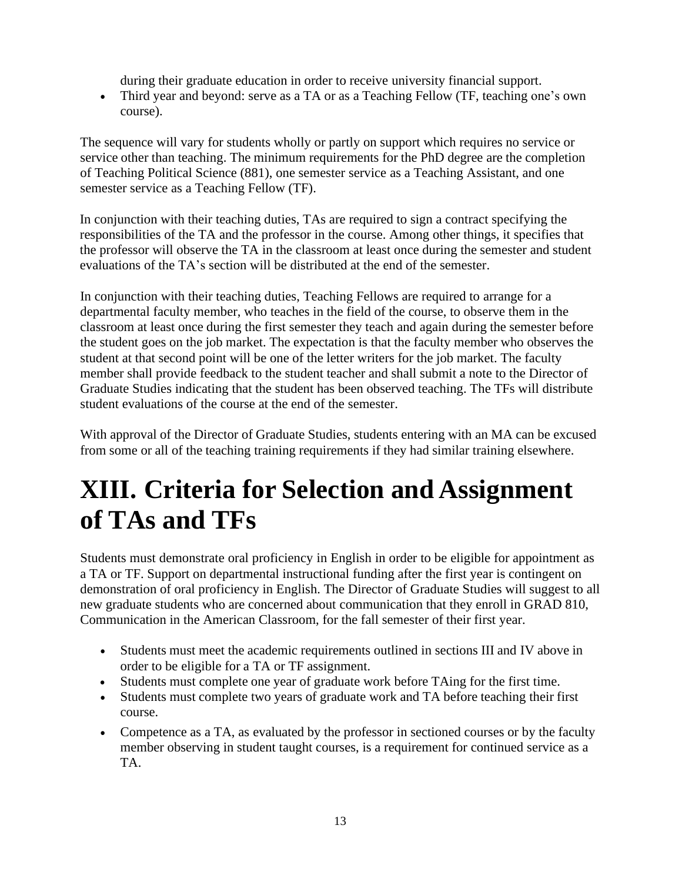during their graduate education in order to receive university financial support.

- Third year and beyond: serve as a TA or as a Teaching Fellow (TF, teaching one's own course).

The sequence will vary for students wholly or partly on support which requires no service or service other than teaching. The minimum requirements for the PhD degree are the completion of Teaching Political Science (881), one semester service as a Teaching Assistant, and one semester service as a Teaching Fellow (TF).

In conjunction with their teaching duties, TAs are required to sign a contract specifying the responsibilities of the TA and the professor in the course. Among other things, it specifies that the professor will observe the TA in the classroom at least once during the semester and student evaluations of the TA's section will be distributed at the end of the semester.

In conjunction with their teaching duties, Teaching Fellows are required to arrange for a departmental faculty member, who teaches in the field of the course, to observe them in the classroom at least once during the first semester they teach and again during the semester before the student goes on the job market. The expectation is that the faculty member who observes the student at that second point will be one of the letter writers for the job market. The faculty member shall provide feedback to the student teacher and shall submit a note to the Director of Graduate Studies indicating that the student has been observed teaching. The TFs will distribute student evaluations of the course at the end of the semester.

With approval of the Director of Graduate Studies, students entering with an MA can be excused from some or all of the teaching training requirements if they had similar training elsewhere.

# XIII. Criteria for Selection and Assignment of TAs and TFs

Students must demonstrate oral proficiency in English in order to be eligible for appointment as a TA or TF. Support on departmental instructional funding after the first year is contingent on demonstration of oral proficiency in English. The Director of Graduate Studies will suggest to all new graduate students who are concerned about communication that they enroll in GRAD 810, Communication in the American Classroom, for the fall semester of their first year.

- Students must meet the academic requirements outlined in sections III and IV above in order to be eligible for a TA or TF assignment.
- Students must complete one year of graduate work before TAing for the first time.
- Students must complete two years of graduate work and TA before teaching their first course.
- Competence as a TA, as evaluated by the professor in sectioned courses or by the faculty member observing in student taught courses, is a requirement for continued service as a TA.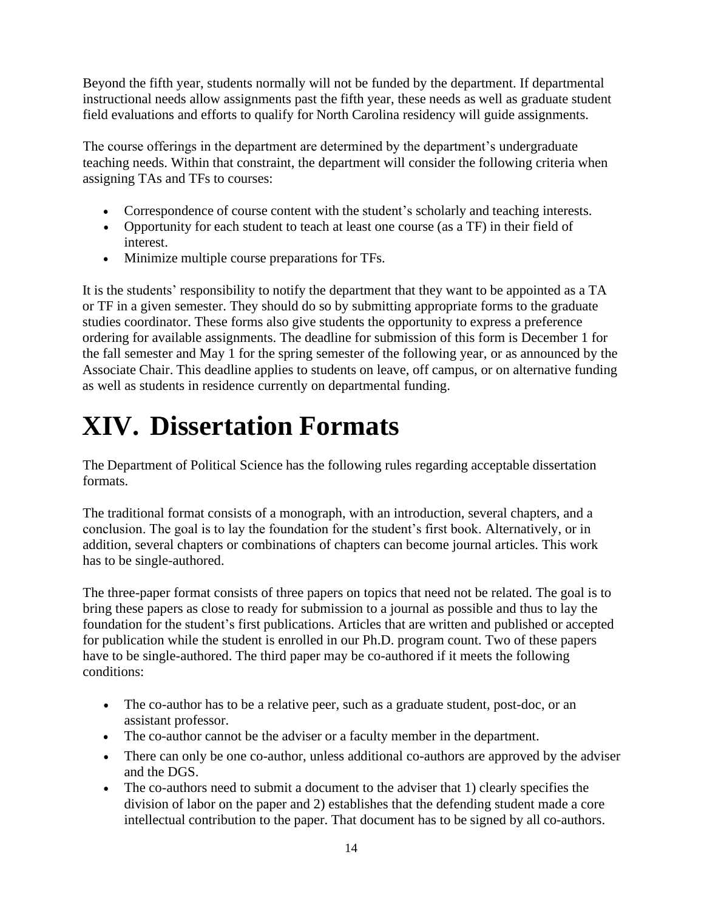Beyond the fifth year, students normally will not be funded by the department. If departmental instructional needs allow assignments past the fifth year, these needs as well as graduate student field evaluations and efforts to qualify for North Carolina residency will guide assignments.

The course offerings in the department are determined by the department's undergraduate teaching needs. Within that constraint, the department will consider the following criteria when assigning TAs and TFs to courses:

- Correspondence of course content with the student's scholarly and teaching interests.
- Opportunity for each student to teach at least one course (as a TF) in their field of interest.
- Minimize multiple course preparations for TFs.

It is the students' responsibility to notify the department that they want to be appointed as a TA or TF in a given semester. They should do so by submitting appropriate forms to the graduate studies coordinator. These forms also give students the opportunity to express a preference ordering for available assignments. The deadline for submission of this form is December 1 for the fall semester and May 1 for the spring semester of the following year, or as announced by the Associate Chair. This deadline applies to students on leave, off campus, or on alternative funding as well as students in residence currently on departmental funding.

# XIV. Dissertation Formats

The Department of Political Science has the following rules regarding acceptable dissertation formats.

The traditional format consists of a monograph, with an introduction, several chapters, and a conclusion. The goal is to lay the foundation for the student's first book. Alternatively, or in addition, several chapters or combinations of chapters can become journal articles. This work has to be single-authored.

The three-paper format consists of three papers on topics that need not be related. The goal is to bring these papers as close to ready for submission to a journal as possible and thus to lay the foundation for the student's first publications. Articles that are written and published or accepted for publication while the student is enrolled in our Ph.D. program count. Two of these papers have to be single-authored. The third paper may be co-authored if it meets the following conditions:

- The co-author has to be a relative peer, such as a graduate student, post-doc, or an assistant professor.
- The co-author cannot be the adviser or a faculty member in the department.
- There can only be one co-author, unless additional co-authors are approved by the adviser and the DGS.
- The co-authors need to submit a document to the adviser that 1) clearly specifies the division of labor on the paper and 2) establishes that the defending student made a core intellectual contribution to the paper. That document has to be signed by all co-authors.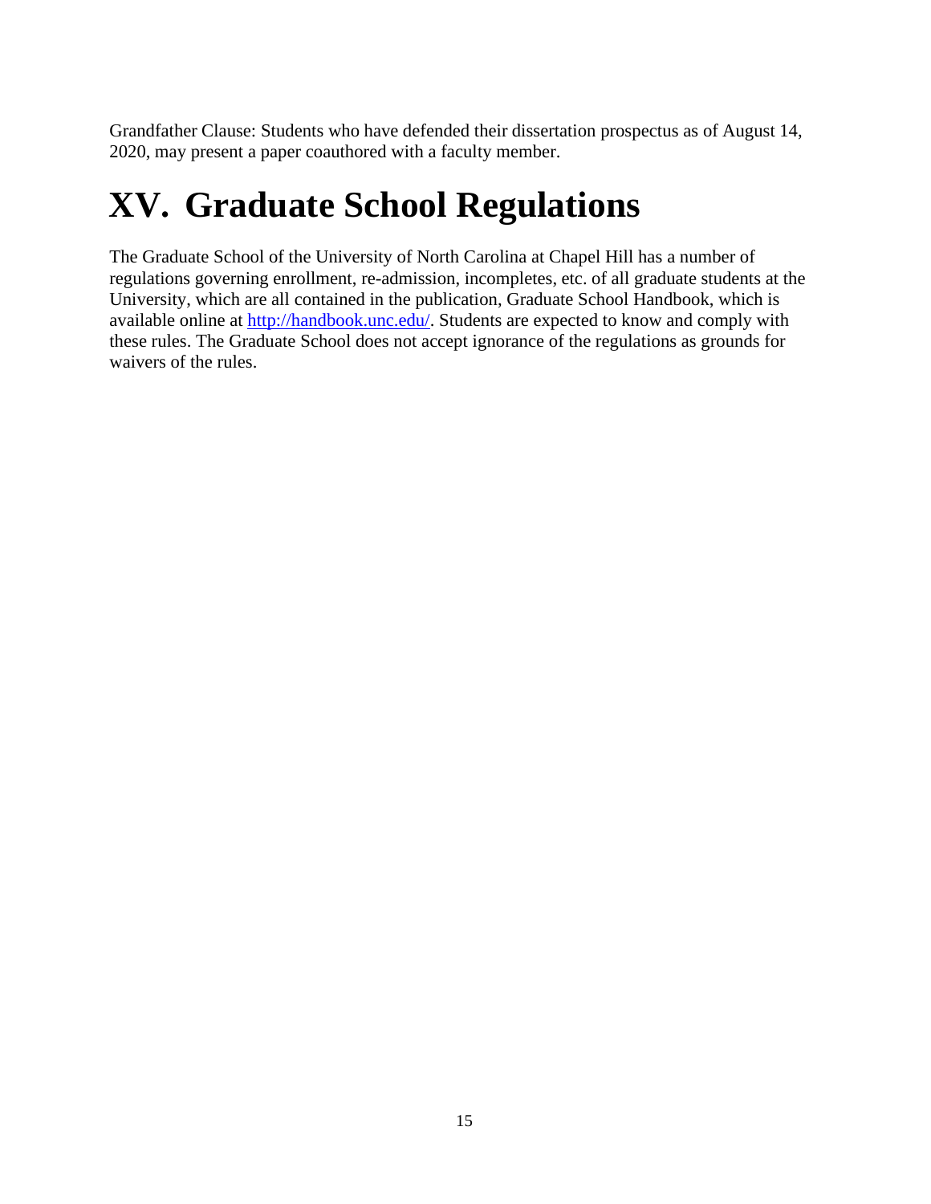Grandfather Clause: Students who have defended their dissertation prospectus as of August 14, 2020, may present a paper coauthored with a faculty member.

# XV. Graduate School Regulations

The Graduate School of the University of North Carolina at Chapel Hill has a number of regulations governing enrollment, re-admission, incompletes, etc. of all graduate students at the University, which are all contained in the publication, Graduate School Handbook, which is available online at [http://handbook.unc.edu/](http://handbook.unc.edu/). Students are expected to know and comply with these rules. The Graduate School does not accept ignorance of the regulations as grounds for waivers of the rules.